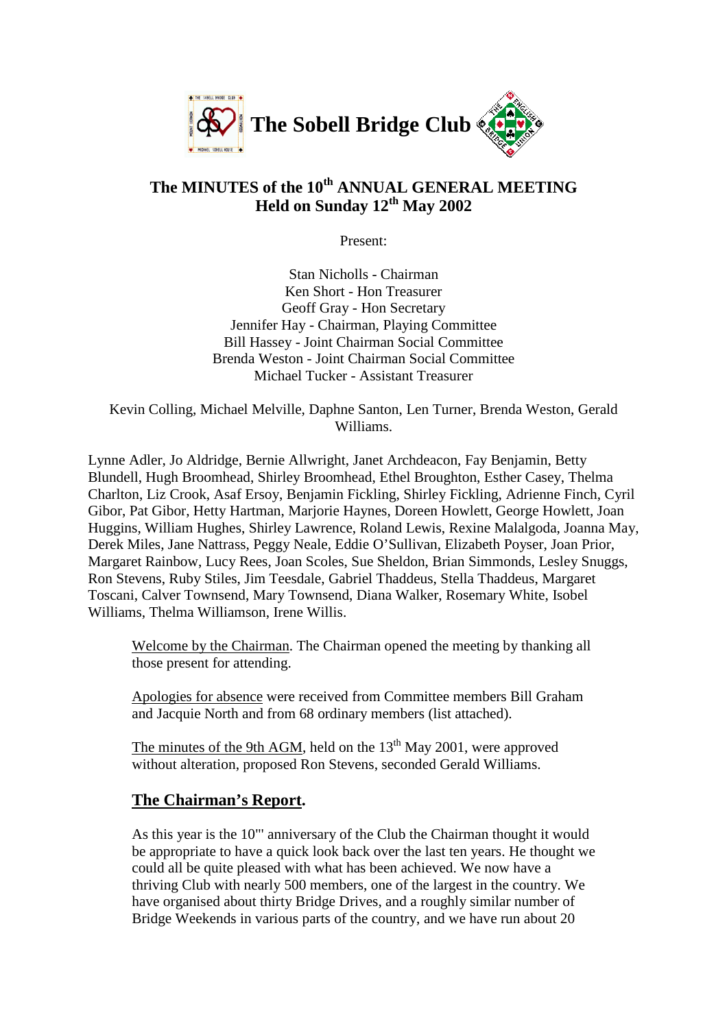# The Sobell Bridge Club

## The MINUTES of the 10th ANNUAL GENERAL MEETING
## Held on Sunday 12th May 2002

Present:

Stan Nicholls - Chairman
Ken Short - Hon Treasurer
Geoff Gray - Hon Secretary
Jennifer Hay - Chairman, Playing Committee
Bill Hassey - Joint Chairman Social Committee
Brenda Weston - Joint Chairman Social Committee
Michael Tucker - Assistant Treasurer

Kevin Colling, Michael Melville, Daphne Santon, Len Turner, Brenda Weston, Gerald Williams.

Lynne Adler, Jo Aldridge, Bernie Allwright, Janet Archdeacon, Fay Benjamin, Betty Blundell, Hugh Broomhead, Shirley Broomhead, Ethel Broughton, Esther Casey, Thelma Charlton, Liz Crook, Asaf Ersoy, Benjamin Fickling, Shirley Fickling, Adrienne Finch, Cyril Gibor, Pat Gibor, Hetty Hartman, Marjorie Haynes, Doreen Howlett, George Howlett, Joan Huggins, William Hughes, Shirley Lawrence, Roland Lewis, Rexine Malalgoda, Joanna May, Derek Miles, Jane Nattrass, Peggy Neale, Eddie O'Sullivan, Elizabeth Poyser, Joan Prior, Margaret Rainbow, Lucy Rees, Joan Scoles, Sue Sheldon, Brian Simmonds, Lesley Snuggs, Ron Stevens, Ruby Stiles, Jim Teesdale, Gabriel Thaddeus, Stella Thaddeus, Margaret Toscani, Calver Townsend, Mary Townsend, Diana Walker, Rosemary White, Isobel Williams, Thelma Williamson, Irene Willis.

Welcome by the Chairman. The Chairman opened the meeting by thanking all those present for attending.

Apologies for absence were received from Committee members Bill Graham and Jacquie North and from 68 ordinary members (list attached).

The minutes of the 9th AGM, held on the 13th May 2001, were approved without alteration, proposed Ron Stevens, seconded Gerald Williams.

## The Chairman's Report.

As this year is the 10'" anniversary of the Club the Chairman thought it would be appropriate to have a quick look back over the last ten years. He thought we could all be quite pleased with what has been achieved. We now have a thriving Club with nearly 500 members, one of the largest in the country. We have organised about thirty Bridge Drives, and a roughly similar number of Bridge Weekends in various parts of the country, and we have run about 20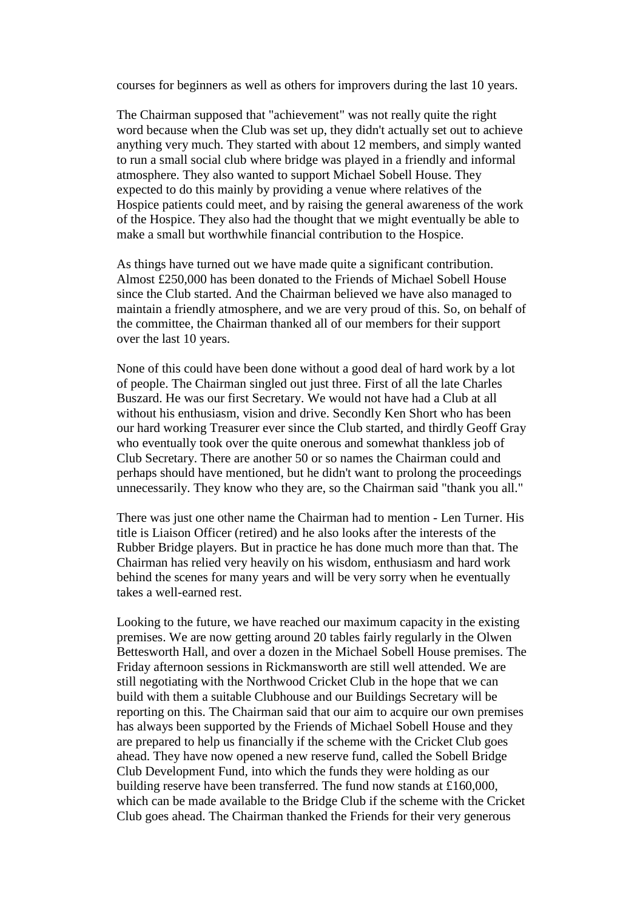courses for beginners as well as others for improvers during the last 10 years.

The Chairman supposed that "achievement" was not really quite the right word because when the Club was set up, they didn't actually set out to achieve anything very much. They started with about 12 members, and simply wanted to run a small social club where bridge was played in a friendly and informal atmosphere. They also wanted to support Michael Sobell House. They expected to do this mainly by providing a venue where relatives of the Hospice patients could meet, and by raising the general awareness of the work of the Hospice. They also had the thought that we might eventually be able to make a small but worthwhile financial contribution to the Hospice.

As things have turned out we have made quite a significant contribution. Almost £250,000 has been donated to the Friends of Michael Sobell House since the Club started. And the Chairman believed we have also managed to maintain a friendly atmosphere, and we are very proud of this. So, on behalf of the committee, the Chairman thanked all of our members for their support over the last 10 years.

None of this could have been done without a good deal of hard work by a lot of people. The Chairman singled out just three. First of all the late Charles Buszard. He was our first Secretary. We would not have had a Club at all without his enthusiasm, vision and drive. Secondly Ken Short who has been our hard working Treasurer ever since the Club started, and thirdly Geoff Gray who eventually took over the quite onerous and somewhat thankless job of Club Secretary. There are another 50 or so names the Chairman could and perhaps should have mentioned, but he didn't want to prolong the proceedings unnecessarily. They know who they are, so the Chairman said "thank you all."

There was just one other name the Chairman had to mention - Len Turner. His title is Liaison Officer (retired) and he also looks after the interests of the Rubber Bridge players. But in practice he has done much more than that. The Chairman has relied very heavily on his wisdom, enthusiasm and hard work behind the scenes for many years and will be very sorry when he eventually takes a well-earned rest.

Looking to the future, we have reached our maximum capacity in the existing premises. We are now getting around 20 tables fairly regularly in the Olwen Bettesworth Hall, and over a dozen in the Michael Sobell House premises. The Friday afternoon sessions in Rickmansworth are still well attended. We are still negotiating with the Northwood Cricket Club in the hope that we can build with them a suitable Clubhouse and our Buildings Secretary will be reporting on this. The Chairman said that our aim to acquire our own premises has always been supported by the Friends of Michael Sobell House and they are prepared to help us financially if the scheme with the Cricket Club goes ahead. They have now opened a new reserve fund, called the Sobell Bridge Club Development Fund, into which the funds they were holding as our building reserve have been transferred. The fund now stands at £160,000, which can be made available to the Bridge Club if the scheme with the Cricket Club goes ahead. The Chairman thanked the Friends for their very generous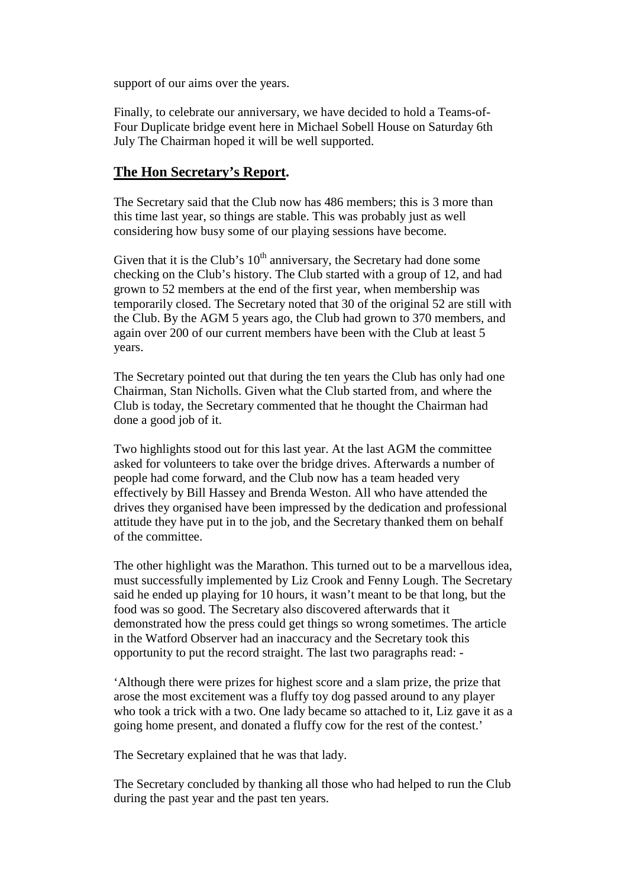support of our aims over the years.

Finally, to celebrate our anniversary, we have decided to hold a Teams-of-Four Duplicate bridge event here in Michael Sobell House on Saturday 6th July The Chairman hoped it will be well supported.

## **The Hon Secretary's Report.**

The Secretary said that the Club now has 486 members; this is 3 more than this time last year, so things are stable. This was probably just as well considering how busy some of our playing sessions have become.

Given that it is the Club's 10th anniversary, the Secretary had done some checking on the Club's history. The Club started with a group of 12, and had grown to 52 members at the end of the first year, when membership was temporarily closed. The Secretary noted that 30 of the original 52 are still with the Club. By the AGM 5 years ago, the Club had grown to 370 members, and again over 200 of our current members have been with the Club at least 5 years.

The Secretary pointed out that during the ten years the Club has only had one Chairman, Stan Nicholls. Given what the Club started from, and where the Club is today, the Secretary commented that he thought the Chairman had done a good job of it.

Two highlights stood out for this last year. At the last AGM the committee asked for volunteers to take over the bridge drives. Afterwards a number of people had come forward, and the Club now has a team headed very effectively by Bill Hassey and Brenda Weston. All who have attended the drives they organised have been impressed by the dedication and professional attitude they have put in to the job, and the Secretary thanked them on behalf of the committee.

The other highlight was the Marathon. This turned out to be a marvellous idea, must successfully implemented by Liz Crook and Fenny Lough. The Secretary said he ended up playing for 10 hours, it wasn't meant to be that long, but the food was so good. The Secretary also discovered afterwards that it demonstrated how the press could get things so wrong sometimes. The article in the Watford Observer had an inaccuracy and the Secretary took this opportunity to put the record straight. The last two paragraphs read: -

'Although there were prizes for highest score and a slam prize, the prize that arose the most excitement was a fluffy toy dog passed around to any player who took a trick with a two. One lady became so attached to it, Liz gave it as a going home present, and donated a fluffy cow for the rest of the contest.'

The Secretary explained that he was that lady.

The Secretary concluded by thanking all those who had helped to run the Club during the past year and the past ten years.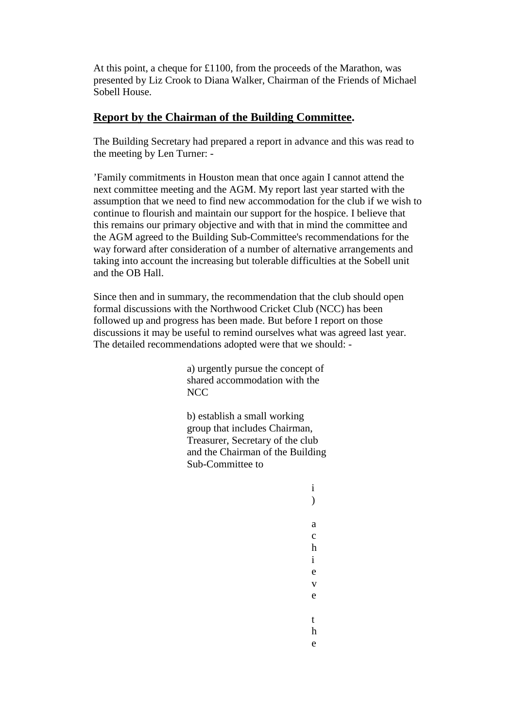At this point, a cheque for £1100, from the proceeds of the Marathon, was presented by Liz Crook to Diana Walker, Chairman of the Friends of Michael Sobell House.

## **Report by the Chairman of the Building Committee.**

The Building Secretary had prepared a report in advance and this was read to the meeting by Len Turner: -

'Family commitments in Houston mean that once again I cannot attend the next committee meeting and the AGM. My report last year started with the assumption that we need to find new accommodation for the club if we wish to continue to flourish and maintain our support for the hospice. I believe that this remains our primary objective and with that in mind the committee and the AGM agreed to the Building Sub-Committee's recommendations for the way forward after consideration of a number of alternative arrangements and taking into account the increasing but tolerable difficulties at the Sobell unit and the OB Hall.

Since then and in summary, the recommendation that the club should open formal discussions with the Northwood Cricket Club (NCC) has been followed up and progress has been made. But before I report on those discussions it may be useful to remind ourselves what was agreed last year. The detailed recommendations adopted were that we should: -

a) urgently pursue the concept of shared accommodation with the NCC

b) establish a small working group that includes Chairman, Treasurer, Secretary of the club and the Chairman of the Building Sub-Committee to

i) achieve the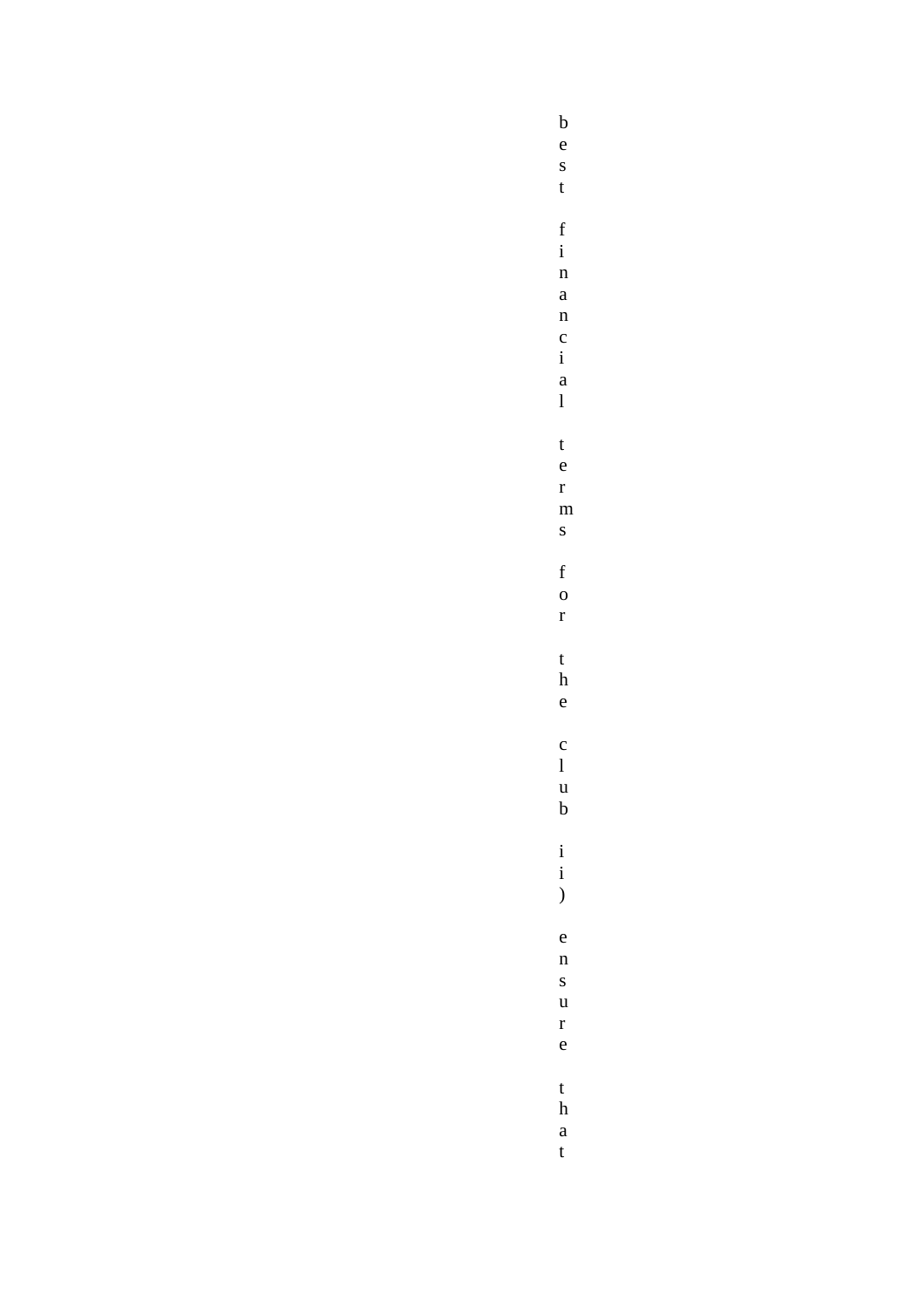best financial terms for the club ii) ensure that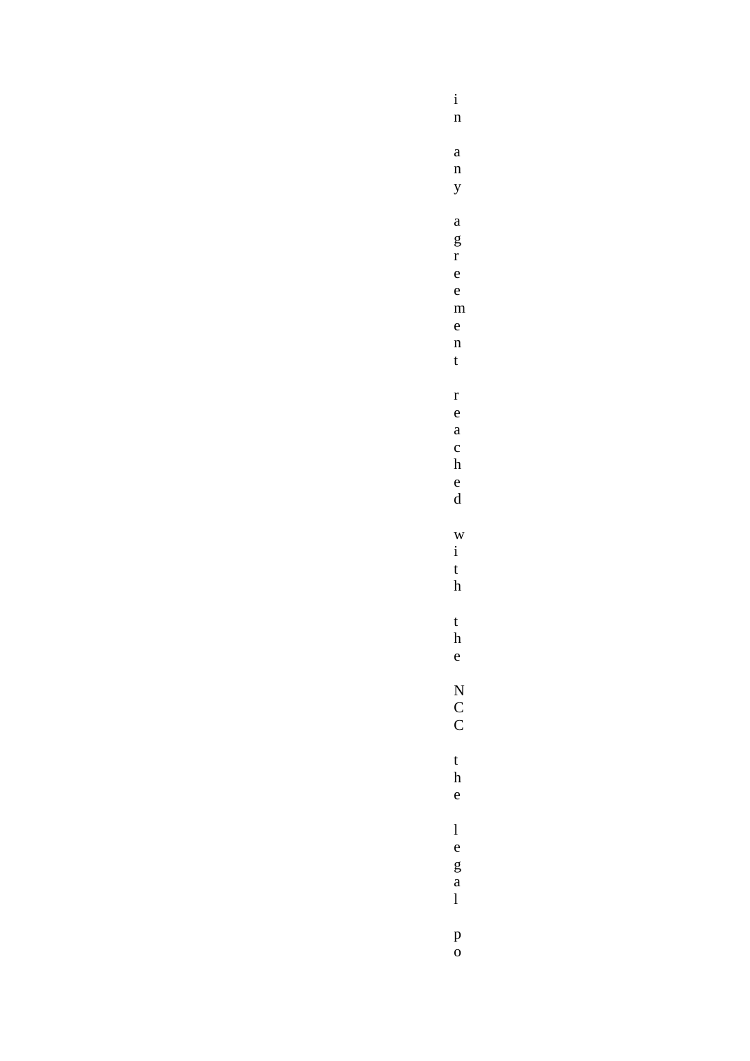in any agreement reached with the NCC the legal po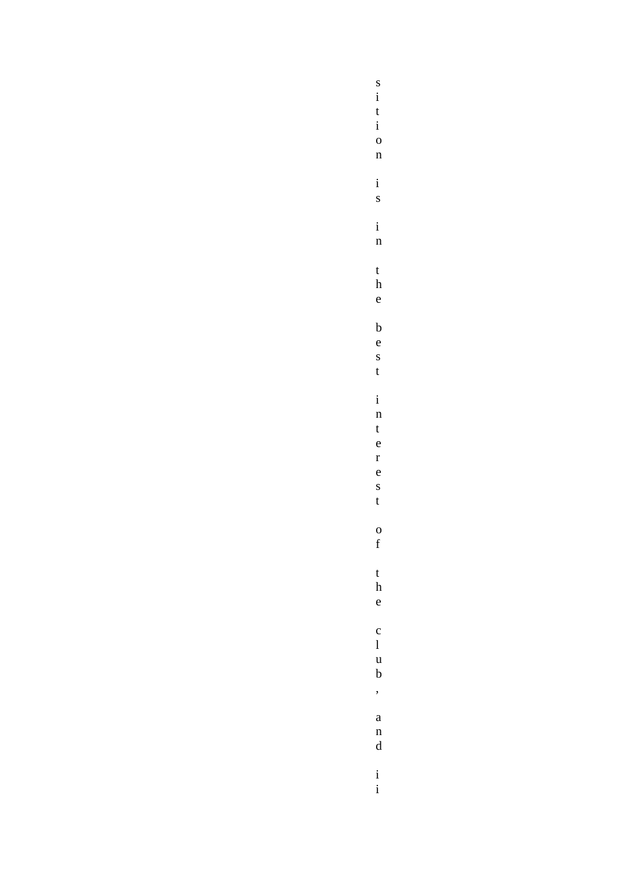sition is in the best interest of the club, and ii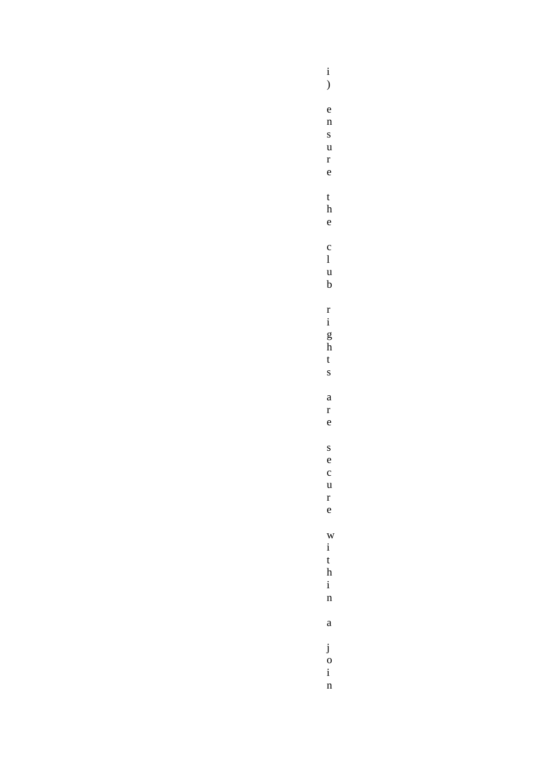i) ensure the club rights are secure within a join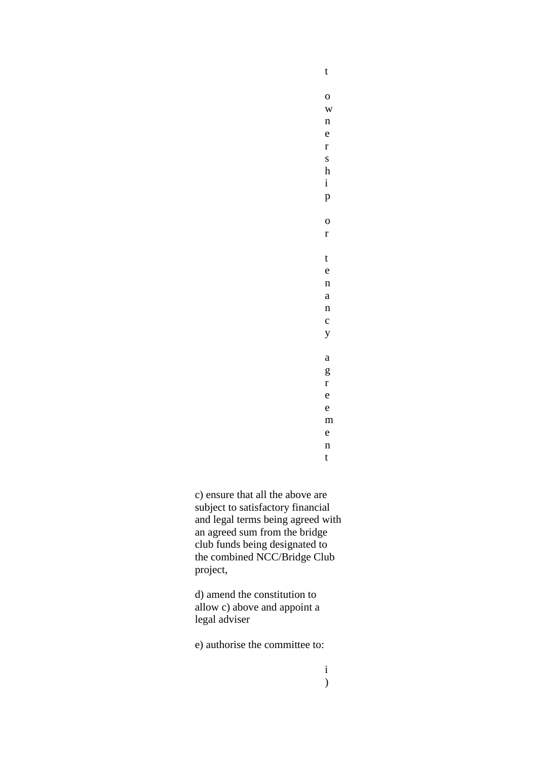t ownership or tenancy agreement

c) ensure that all the above are subject to satisfactory financial and legal terms being agreed with an agreed sum from the bridge club funds being designated to the combined NCC/Bridge Club project,

d) amend the constitution to allow c) above and appoint a legal adviser

e) authorise the committee to:

i)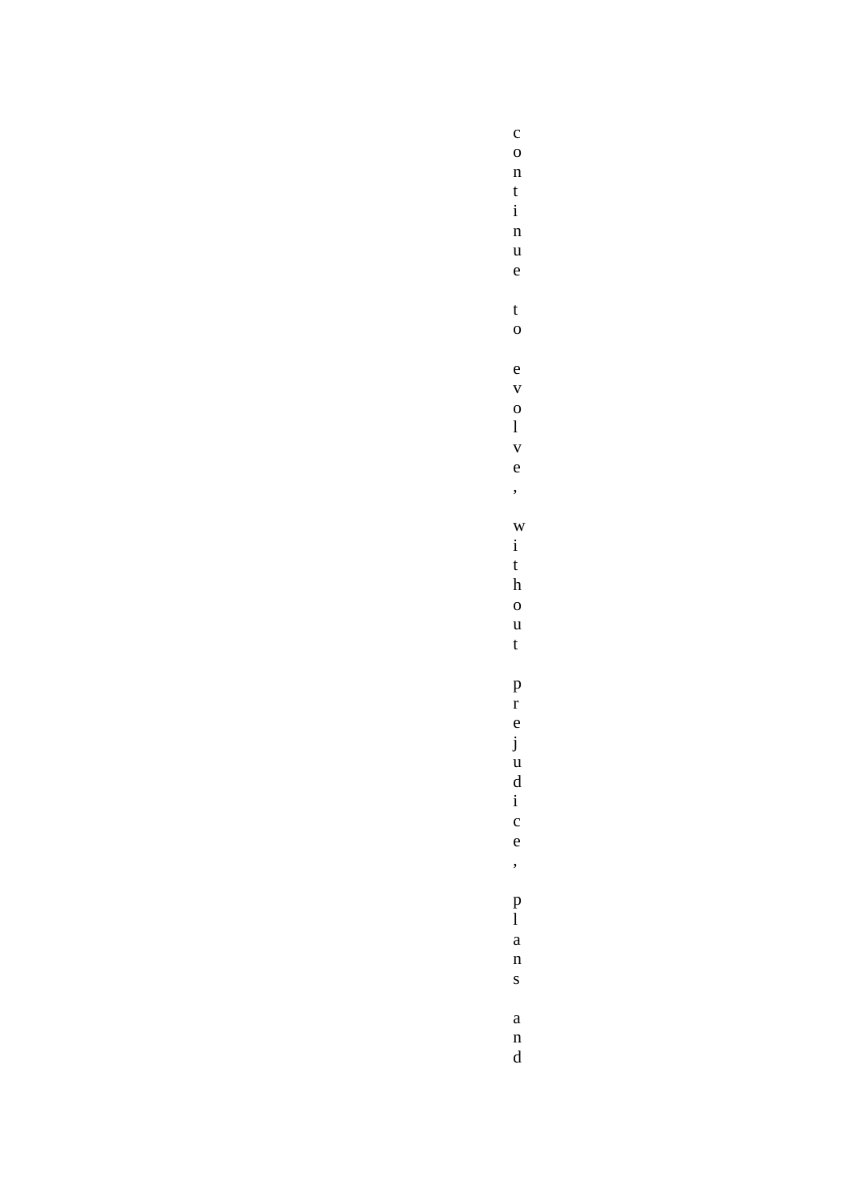continue to evolve, without prejudice, plans and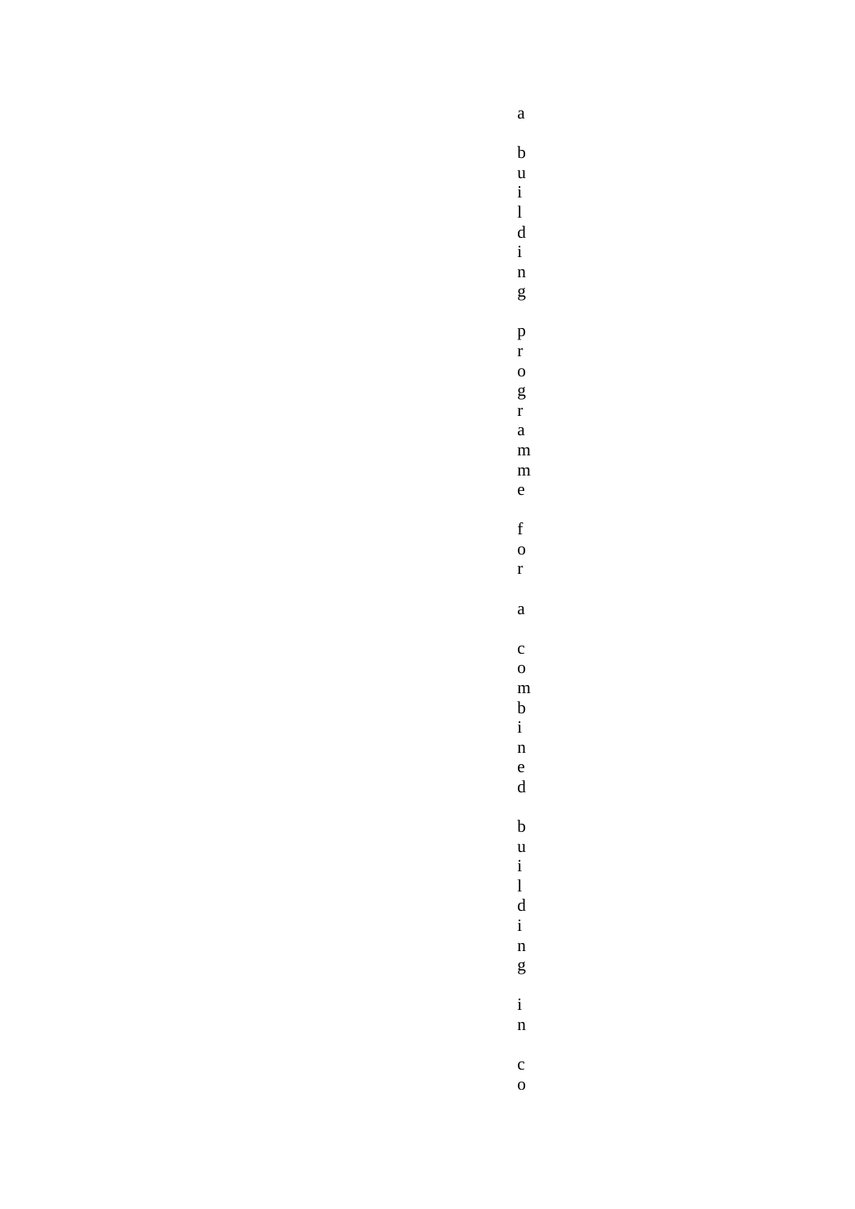a building programme for a combined building in co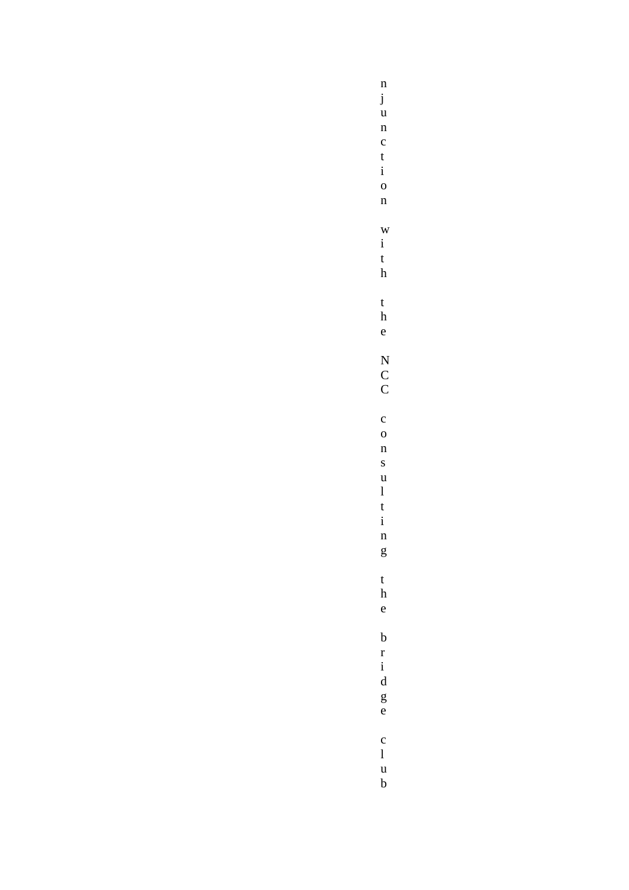njunction with the NCC consulting the bridge club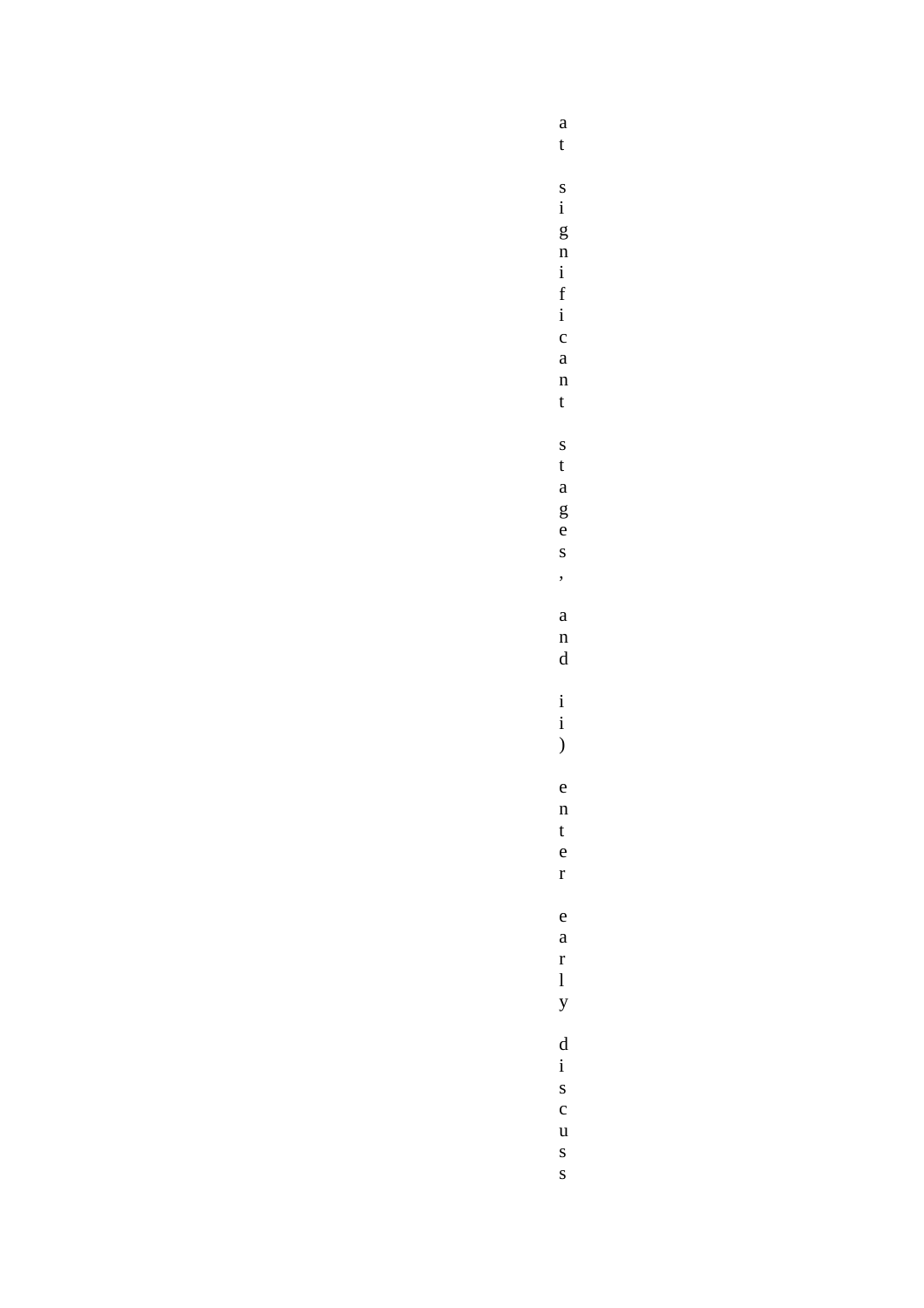at significant stages, and ii) enter early discuss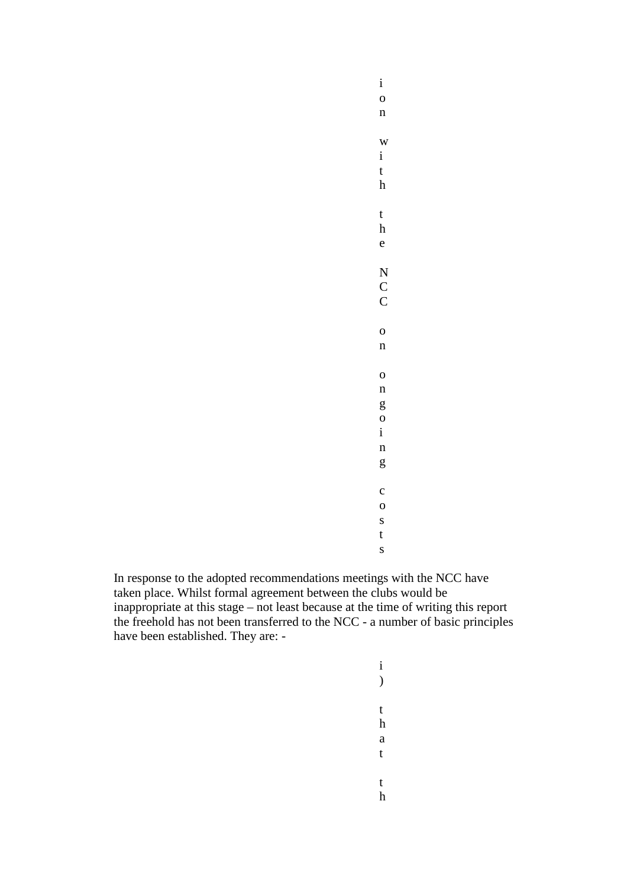ion with the NCC on ongoing costs

In response to the adopted recommendations meetings with the NCC have taken place. Whilst formal agreement between the clubs would be inappropriate at this stage – not least because at the time of writing this report the freehold has not been transferred to the NCC - a number of basic principles have been established. They are: -

i) that th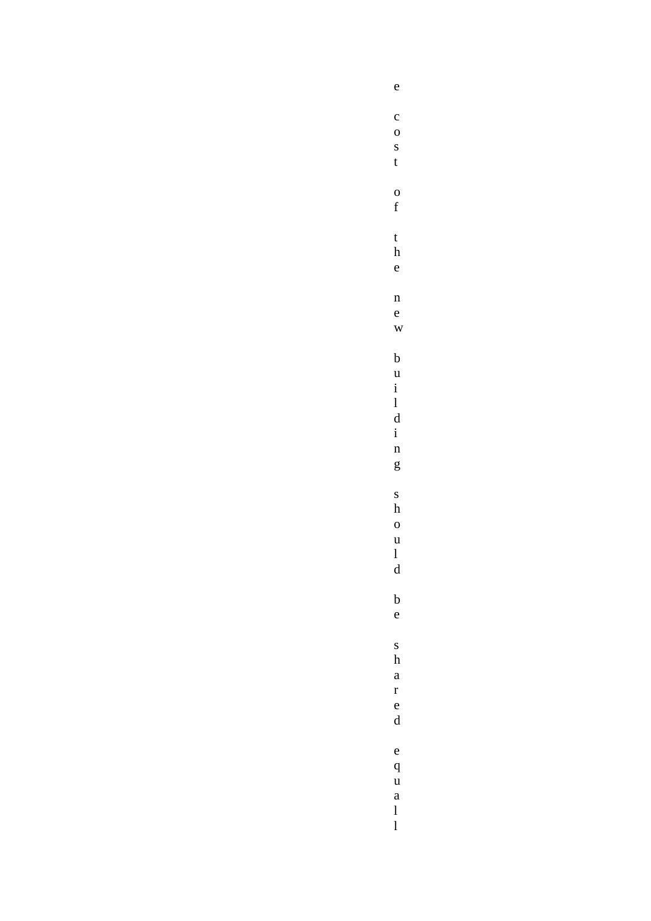e

c
o
s
t

o
f

t
h
e

n
e
w

b
u
i
l
d
i
n
g

s
h
o
u
l
d

b
e

s
h
a
r
e
d

e
q
u
a
l
l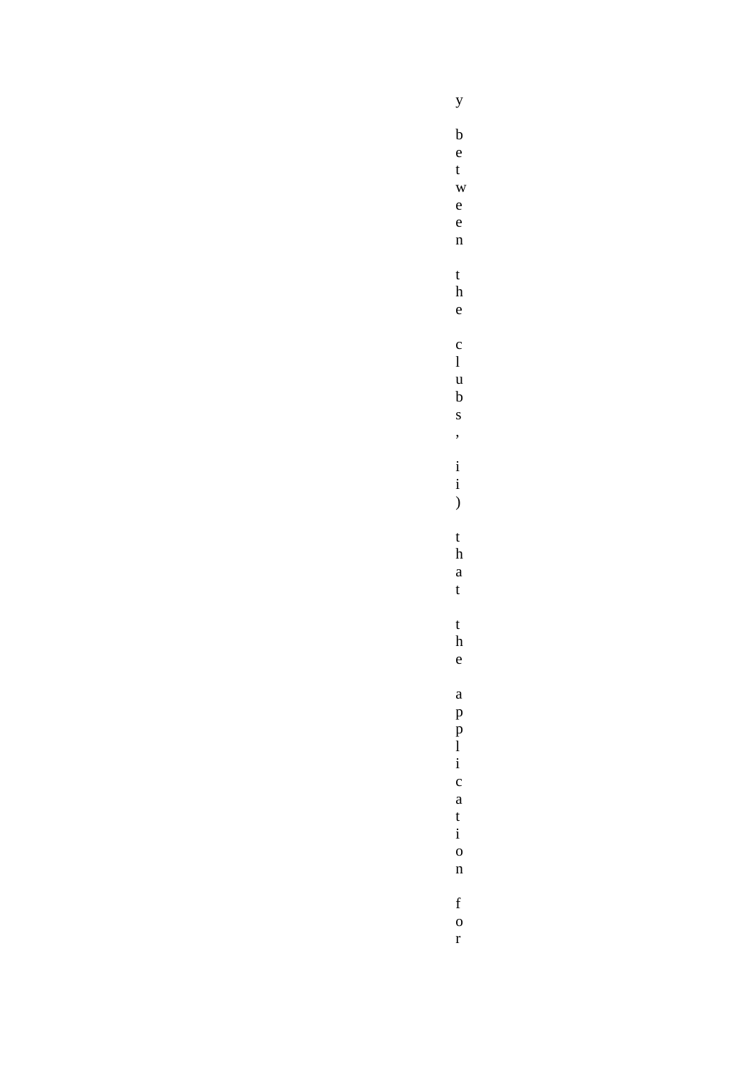y between the clubs, ii) that the application for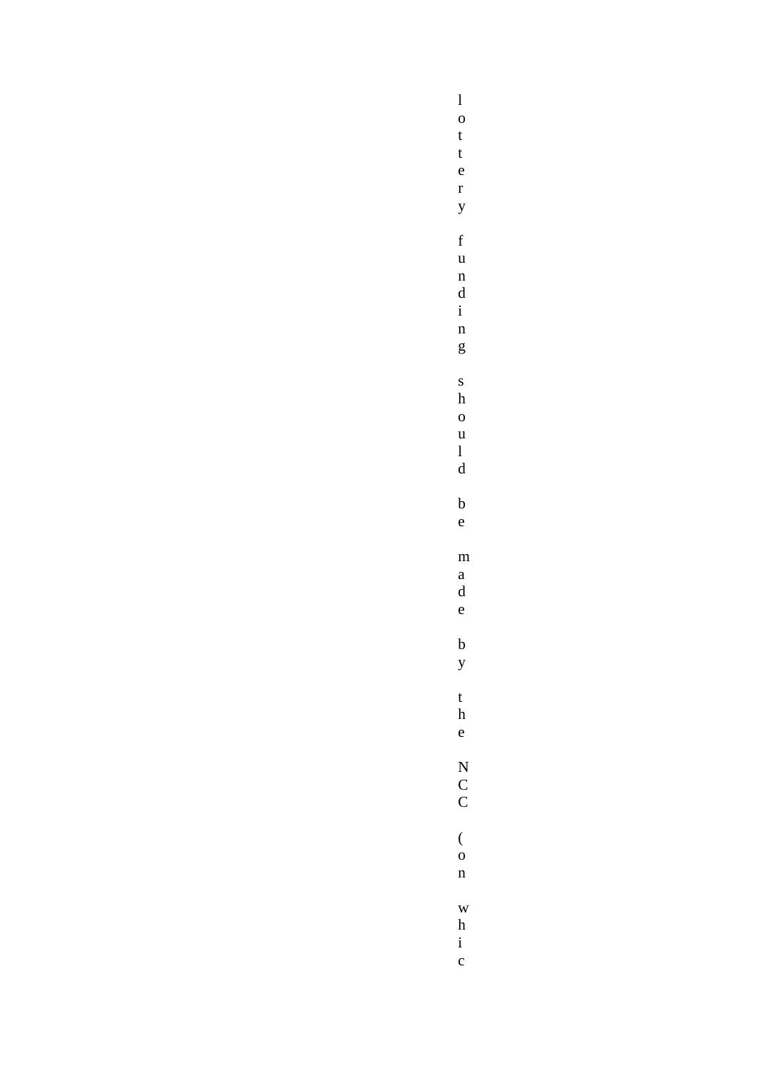lottery funding should be made by the NCC (on whic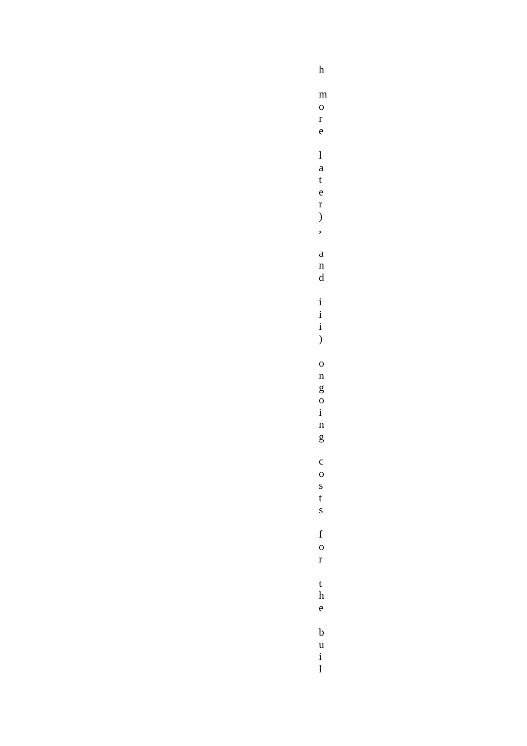h more later), and iii) ongoing costs for the buil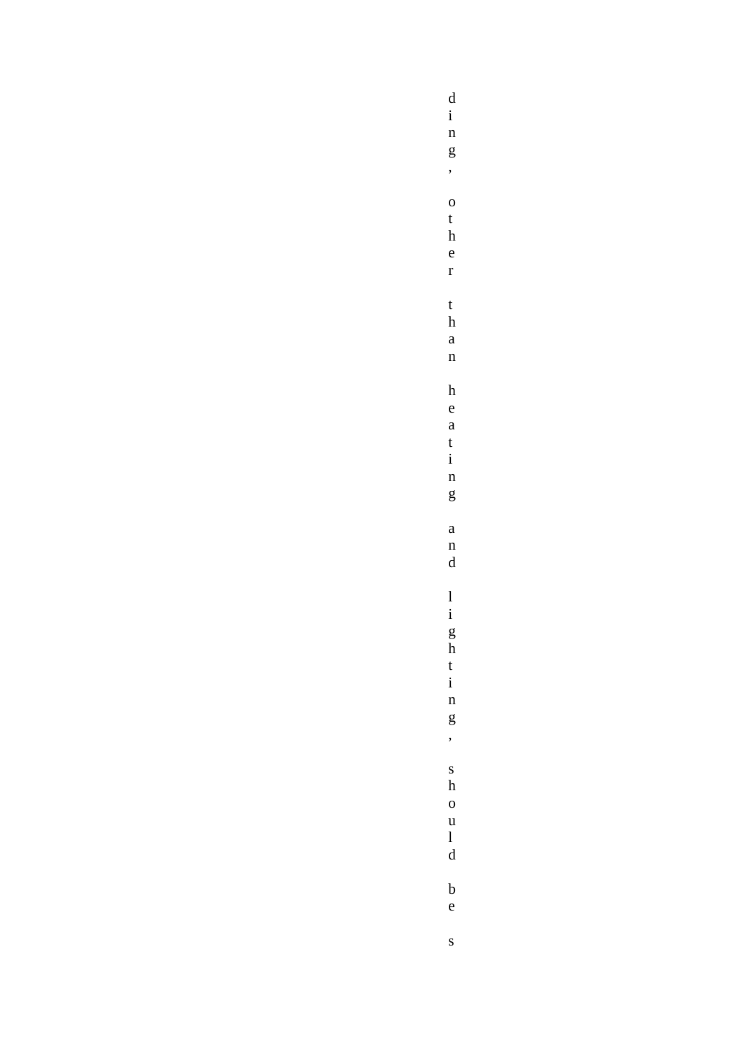ding, other than heating and lighting, should be s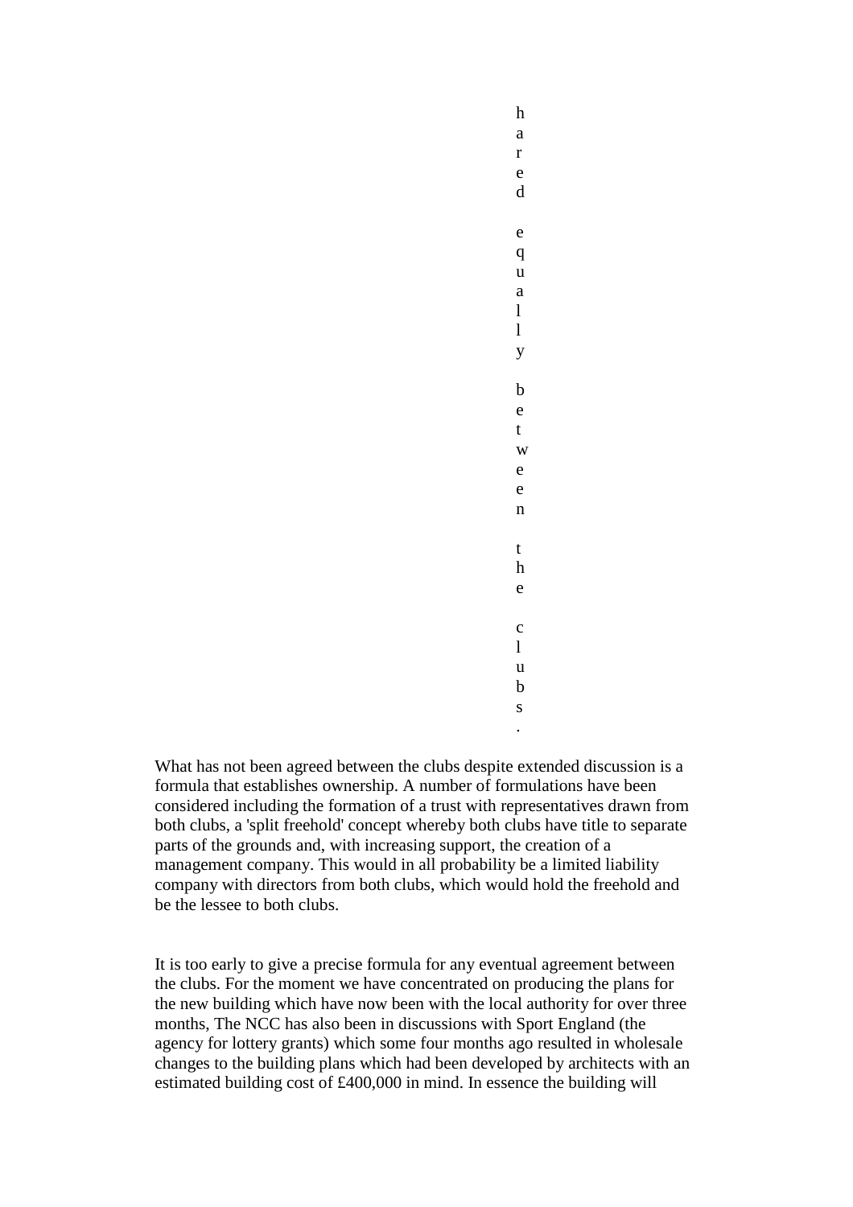hared equally between the clubs.

What has not been agreed between the clubs despite extended discussion is a formula that establishes ownership. A number of formulations have been considered including the formation of a trust with representatives drawn from both clubs, a 'split freehold' concept whereby both clubs have title to separate parts of the grounds and, with increasing support, the creation of a management company. This would in all probability be a limited liability company with directors from both clubs, which would hold the freehold and be the lessee to both clubs.

It is too early to give a precise formula for any eventual agreement between the clubs. For the moment we have concentrated on producing the plans for the new building which have now been with the local authority for over three months, The NCC has also been in discussions with Sport England (the agency for lottery grants) which some four months ago resulted in wholesale changes to the building plans which had been developed by architects with an estimated building cost of £400,000 in mind. In essence the building will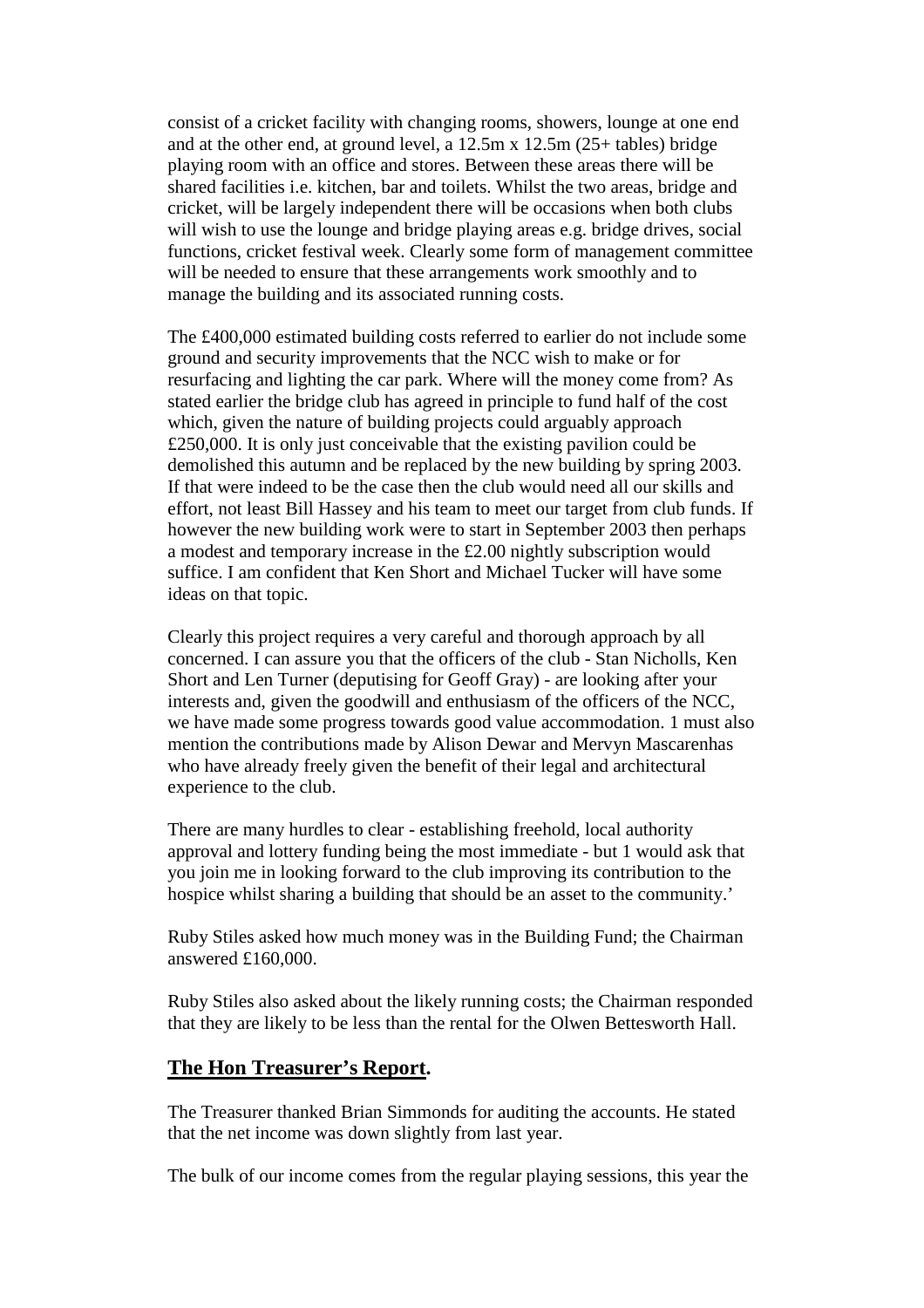consist of a cricket facility with changing rooms, showers, lounge at one end and at the other end, at ground level, a 12.5m x 12.5m (25+ tables) bridge playing room with an office and stores. Between these areas there will be shared facilities i.e. kitchen, bar and toilets. Whilst the two areas, bridge and cricket, will be largely independent there will be occasions when both clubs will wish to use the lounge and bridge playing areas e.g. bridge drives, social functions, cricket festival week. Clearly some form of management committee will be needed to ensure that these arrangements work smoothly and to manage the building and its associated running costs.

The £400,000 estimated building costs referred to earlier do not include some ground and security improvements that the NCC wish to make or for resurfacing and lighting the car park. Where will the money come from? As stated earlier the bridge club has agreed in principle to fund half of the cost which, given the nature of building projects could arguably approach £250,000. It is only just conceivable that the existing pavilion could be demolished this autumn and be replaced by the new building by spring 2003. If that were indeed to be the case then the club would need all our skills and effort, not least Bill Hassey and his team to meet our target from club funds. If however the new building work were to start in September 2003 then perhaps a modest and temporary increase in the £2.00 nightly subscription would suffice. I am confident that Ken Short and Michael Tucker will have some ideas on that topic.

Clearly this project requires a very careful and thorough approach by all concerned. I can assure you that the officers of the club - Stan Nicholls, Ken Short and Len Turner (deputising for Geoff Gray) - are looking after your interests and, given the goodwill and enthusiasm of the officers of the NCC, we have made some progress towards good value accommodation. 1 must also mention the contributions made by Alison Dewar and Mervyn Mascarenhas who have already freely given the benefit of their legal and architectural experience to the club.

There are many hurdles to clear - establishing freehold, local authority approval and lottery funding being the most immediate - but 1 would ask that you join me in looking forward to the club improving its contribution to the hospice whilst sharing a building that should be an asset to the community.'

Ruby Stiles asked how much money was in the Building Fund; the Chairman answered £160,000.

Ruby Stiles also asked about the likely running costs; the Chairman responded that they are likely to be less than the rental for the Olwen Bettesworth Hall.

## **The Hon Treasurer's Report.**

The Treasurer thanked Brian Simmonds for auditing the accounts. He stated that the net income was down slightly from last year.

The bulk of our income comes from the regular playing sessions, this year the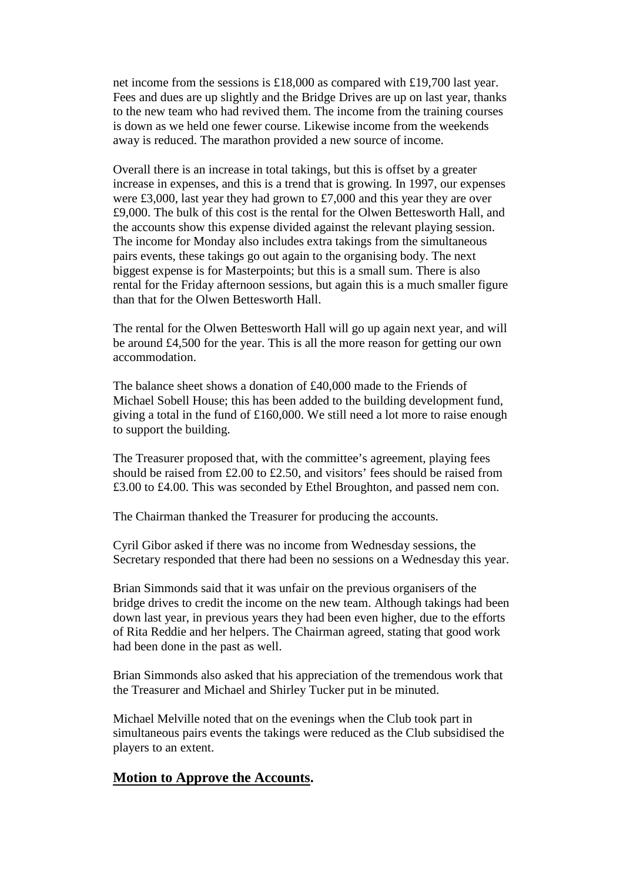net income from the sessions is £18,000 as compared with £19,700 last year. Fees and dues are up slightly and the Bridge Drives are up on last year, thanks to the new team who had revived them. The income from the training courses is down as we held one fewer course. Likewise income from the weekends away is reduced. The marathon provided a new source of income.

Overall there is an increase in total takings, but this is offset by a greater increase in expenses, and this is a trend that is growing. In 1997, our expenses were £3,000, last year they had grown to £7,000 and this year they are over £9,000. The bulk of this cost is the rental for the Olwen Bettesworth Hall, and the accounts show this expense divided against the relevant playing session. The income for Monday also includes extra takings from the simultaneous pairs events, these takings go out again to the organising body. The next biggest expense is for Masterpoints; but this is a small sum. There is also rental for the Friday afternoon sessions, but again this is a much smaller figure than that for the Olwen Bettesworth Hall.

The rental for the Olwen Bettesworth Hall will go up again next year, and will be around £4,500 for the year. This is all the more reason for getting our own accommodation.

The balance sheet shows a donation of £40,000 made to the Friends of Michael Sobell House; this has been added to the building development fund, giving a total in the fund of £160,000. We still need a lot more to raise enough to support the building.

The Treasurer proposed that, with the committee's agreement, playing fees should be raised from £2.00 to £2.50, and visitors' fees should be raised from £3.00 to £4.00. This was seconded by Ethel Broughton, and passed nem con.

The Chairman thanked the Treasurer for producing the accounts.

Cyril Gibor asked if there was no income from Wednesday sessions, the Secretary responded that there had been no sessions on a Wednesday this year.

Brian Simmonds said that it was unfair on the previous organisers of the bridge drives to credit the income on the new team. Although takings had been down last year, in previous years they had been even higher, due to the efforts of Rita Reddie and her helpers. The Chairman agreed, stating that good work had been done in the past as well.

Brian Simmonds also asked that his appreciation of the tremendous work that the Treasurer and Michael and Shirley Tucker put in be minuted.

Michael Melville noted that on the evenings when the Club took part in simultaneous pairs events the takings were reduced as the Club subsidised the players to an extent.

## **Motion to Approve the Accounts.**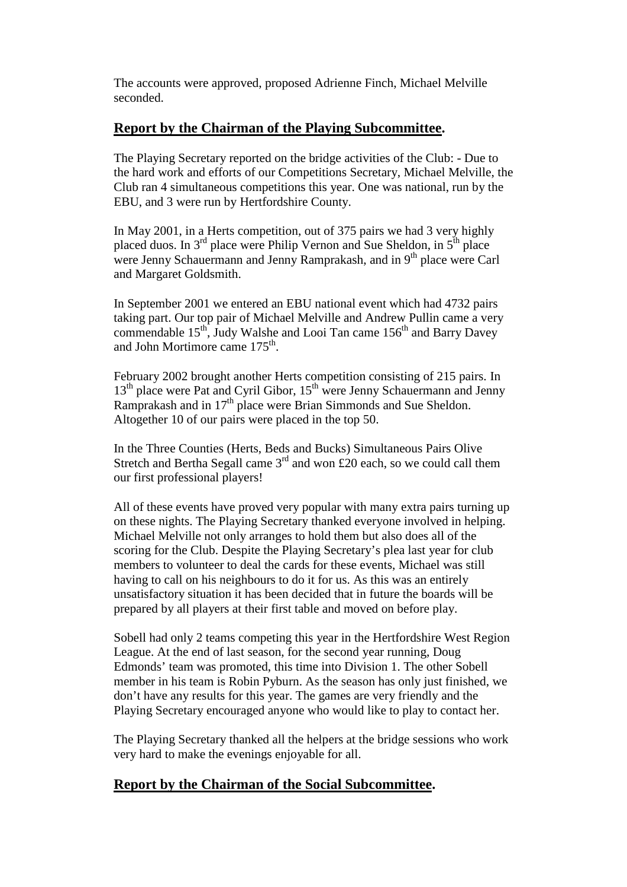The accounts were approved, proposed Adrienne Finch, Michael Melville seconded.

## **Report by the Chairman of the Playing Subcommittee.**

The Playing Secretary reported on the bridge activities of the Club: - Due to the hard work and efforts of our Competitions Secretary, Michael Melville, the Club ran 4 simultaneous competitions this year. One was national, run by the EBU, and 3 were run by Hertfordshire County.

In May 2001, in a Herts competition, out of 375 pairs we had 3 very highly placed duos. In 3rd place were Philip Vernon and Sue Sheldon, in 5th place were Jenny Schauermann and Jenny Ramprakash, and in 9th place were Carl and Margaret Goldsmith.

In September 2001 we entered an EBU national event which had 4732 pairs taking part. Our top pair of Michael Melville and Andrew Pullin came a very commendable 15th, Judy Walshe and Looi Tan came 156th and Barry Davey and John Mortimore came 175th.

February 2002 brought another Herts competition consisting of 215 pairs. In 13th place were Pat and Cyril Gibor, 15th were Jenny Schauermann and Jenny Ramprakash and in 17th place were Brian Simmonds and Sue Sheldon. Altogether 10 of our pairs were placed in the top 50.

In the Three Counties (Herts, Beds and Bucks) Simultaneous Pairs Olive Stretch and Bertha Segall came 3rd and won £20 each, so we could call them our first professional players!

All of these events have proved very popular with many extra pairs turning up on these nights. The Playing Secretary thanked everyone involved in helping. Michael Melville not only arranges to hold them but also does all of the scoring for the Club. Despite the Playing Secretary's plea last year for club members to volunteer to deal the cards for these events, Michael was still having to call on his neighbours to do it for us. As this was an entirely unsatisfactory situation it has been decided that in future the boards will be prepared by all players at their first table and moved on before play.

Sobell had only 2 teams competing this year in the Hertfordshire West Region League. At the end of last season, for the second year running, Doug Edmonds' team was promoted, this time into Division 1. The other Sobell member in his team is Robin Pyburn. As the season has only just finished, we don't have any results for this year. The games are very friendly and the Playing Secretary encouraged anyone who would like to play to contact her.

The Playing Secretary thanked all the helpers at the bridge sessions who work very hard to make the evenings enjoyable for all.

## **Report by the Chairman of the Social Subcommittee.**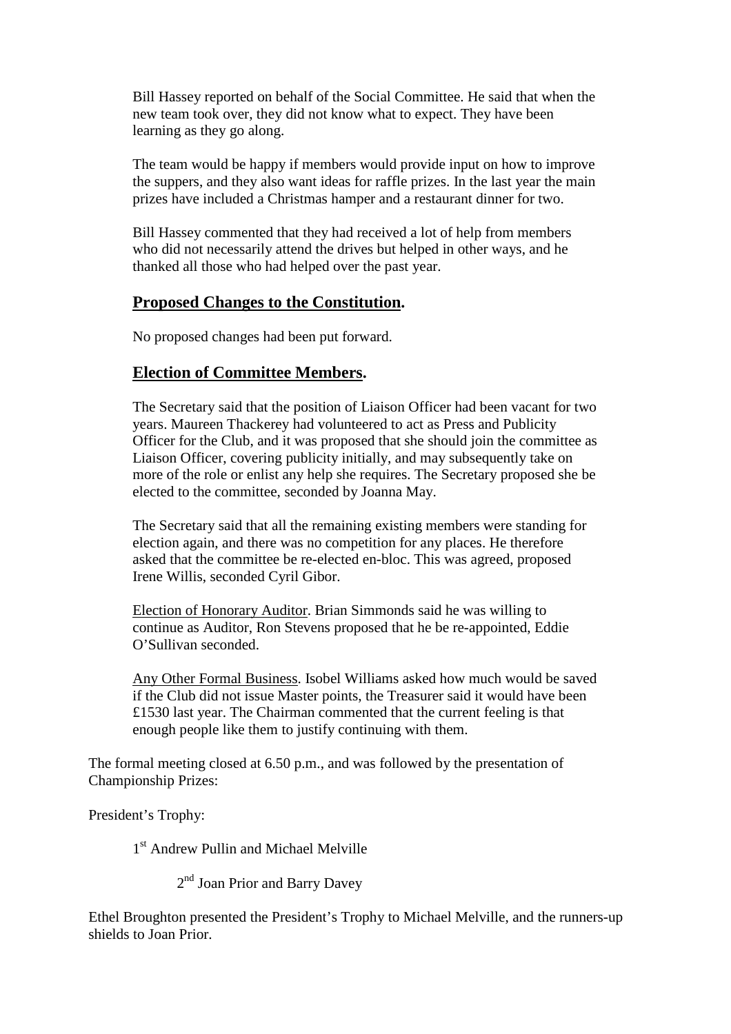Bill Hassey reported on behalf of the Social Committee. He said that when the new team took over, they did not know what to expect. They have been learning as they go along.

The team would be happy if members would provide input on how to improve the suppers, and they also want ideas for raffle prizes. In the last year the main prizes have included a Christmas hamper and a restaurant dinner for two.

Bill Hassey commented that they had received a lot of help from members who did not necessarily attend the drives but helped in other ways, and he thanked all those who had helped over the past year.

## Proposed Changes to the Constitution.

No proposed changes had been put forward.

## Election of Committee Members.

The Secretary said that the position of Liaison Officer had been vacant for two years. Maureen Thackerey had volunteered to act as Press and Publicity Officer for the Club, and it was proposed that she should join the committee as Liaison Officer, covering publicity initially, and may subsequently take on more of the role or enlist any help she requires. The Secretary proposed she be elected to the committee, seconded by Joanna May.

The Secretary said that all the remaining existing members were standing for election again, and there was no competition for any places. He therefore asked that the committee be re-elected en-bloc. This was agreed, proposed Irene Willis, seconded Cyril Gibor.

Election of Honorary Auditor. Brian Simmonds said he was willing to continue as Auditor, Ron Stevens proposed that he be re-appointed, Eddie O'Sullivan seconded.

Any Other Formal Business. Isobel Williams asked how much would be saved if the Club did not issue Master points, the Treasurer said it would have been £1530 last year. The Chairman commented that the current feeling is that enough people like them to justify continuing with them.

The formal meeting closed at 6.50 p.m., and was followed by the presentation of Championship Prizes:

President's Trophy:

1st Andrew Pullin and Michael Melville

2nd Joan Prior and Barry Davey

Ethel Broughton presented the President's Trophy to Michael Melville, and the runners-up shields to Joan Prior.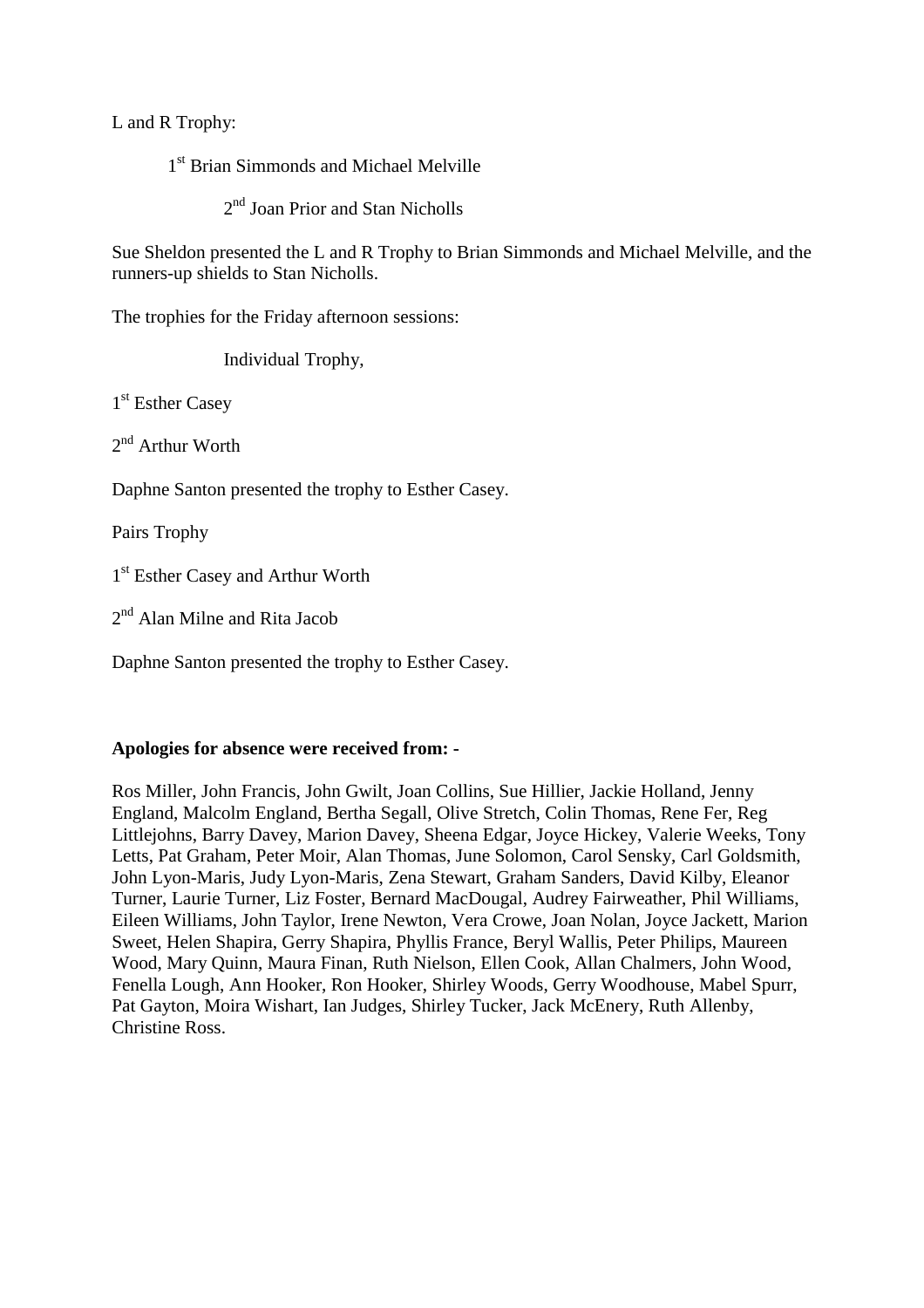L and R Trophy:

1st Brian Simmonds and Michael Melville

2nd Joan Prior and Stan Nicholls

Sue Sheldon presented the L and R Trophy to Brian Simmonds and Michael Melville, and the runners-up shields to Stan Nicholls.

The trophies for the Friday afternoon sessions:

Individual Trophy,

1st Esther Casey

2nd Arthur Worth

Daphne Santon presented the trophy to Esther Casey.

Pairs Trophy

1st Esther Casey and Arthur Worth

2nd Alan Milne and Rita Jacob

Daphne Santon presented the trophy to Esther Casey.

**Apologies for absence were received from: -**

Ros Miller, John Francis, John Gwilt, Joan Collins, Sue Hillier, Jackie Holland, Jenny England, Malcolm England, Bertha Segall, Olive Stretch, Colin Thomas, Rene Fer, Reg Littlejohns, Barry Davey, Marion Davey, Sheena Edgar, Joyce Hickey, Valerie Weeks, Tony Letts, Pat Graham, Peter Moir, Alan Thomas, June Solomon, Carol Sensky, Carl Goldsmith, John Lyon-Maris, Judy Lyon-Maris, Zena Stewart, Graham Sanders, David Kilby, Eleanor Turner, Laurie Turner, Liz Foster, Bernard MacDougal, Audrey Fairweather, Phil Williams, Eileen Williams, John Taylor, Irene Newton, Vera Crowe, Joan Nolan, Joyce Jackett, Marion Sweet, Helen Shapira, Gerry Shapira, Phyllis France, Beryl Wallis, Peter Philips, Maureen Wood, Mary Quinn, Maura Finan, Ruth Nielson, Ellen Cook, Allan Chalmers, John Wood, Fenella Lough, Ann Hooker, Ron Hooker, Shirley Woods, Gerry Woodhouse, Mabel Spurr, Pat Gayton, Moira Wishart, Ian Judges, Shirley Tucker, Jack McEnery, Ruth Allenby, Christine Ross.